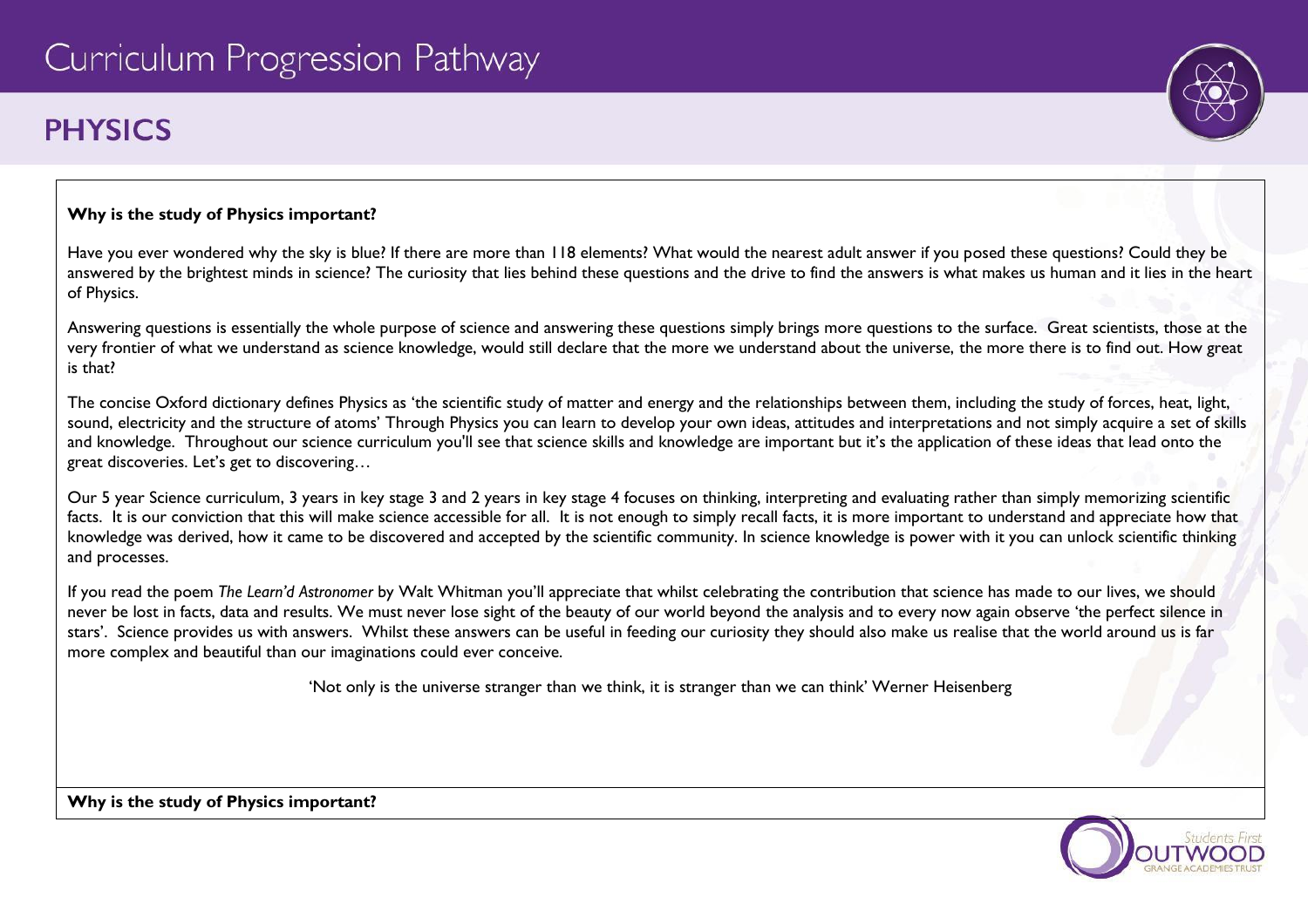# Curriculum Progression Pathway

## PHYSICS

**Why is the study of Physics important?**

Have you ever wondered why the sky is blue? If there are more than 118 elements? What would the nearest adult answer if you posed these questions? Could they be answered by the brightest minds in science? The curiosity that lies behind these questions and the drive to find the answers is what makes us human and it lies in the heart of Physics.

Answering questions is essentially the whole purpose of science and answering these questions simply brings more questions to the surface. Great scientists, those at the very frontier of what we understand as science knowledge, would still declare that the more we understand about the universe, the more there is to find out. How great is that?

The concise Oxford dictionary defines Physics as 'the scientific study of matter and energy and the relationships between them, including the study of forces, heat, light, sound, electricity and the structure of atoms' Through Physics you can learn to develop your own ideas, attitudes and interpretations and not simply acquire a set of skills and knowledge. Throughout our science curriculum you'll see that science skills and knowledge are important but it's the application of these ideas that lead onto the great discoveries. Let's get to discovering…

Our 5 year Science curriculum, 3 years in key stage 3 and 2 years in key stage 4 focuses on thinking, interpreting and evaluating rather than simply memorizing scientific facts. It is our conviction that this will make science accessible for all. It is not enough to simply recall facts, it is more important to understand and appreciate how that knowledge was derived, how it came to be discovered and accepted by the scientific community. In science knowledge is power with it you can unlock scientific thinking and processes.

If you read the poem *The Learn'd Astronomer* by Walt Whitman you'll appreciate that whilst celebrating the contribution that science has made to our lives, we should never be lost in facts, data and results. We must never lose sight of the beauty of our world beyond the analysis and to every now again observe 'the perfect silence in stars'. Science provides us with answers. Whilst these answers can be useful in feeding our curiosity they should also make us realise that the world around us is far more complex and beautiful than our imaginations could ever conceive.

'Not only is the universe stranger than we think, it is stranger than we can think' Werner Heisenberg

**Why is the study of Physics important?**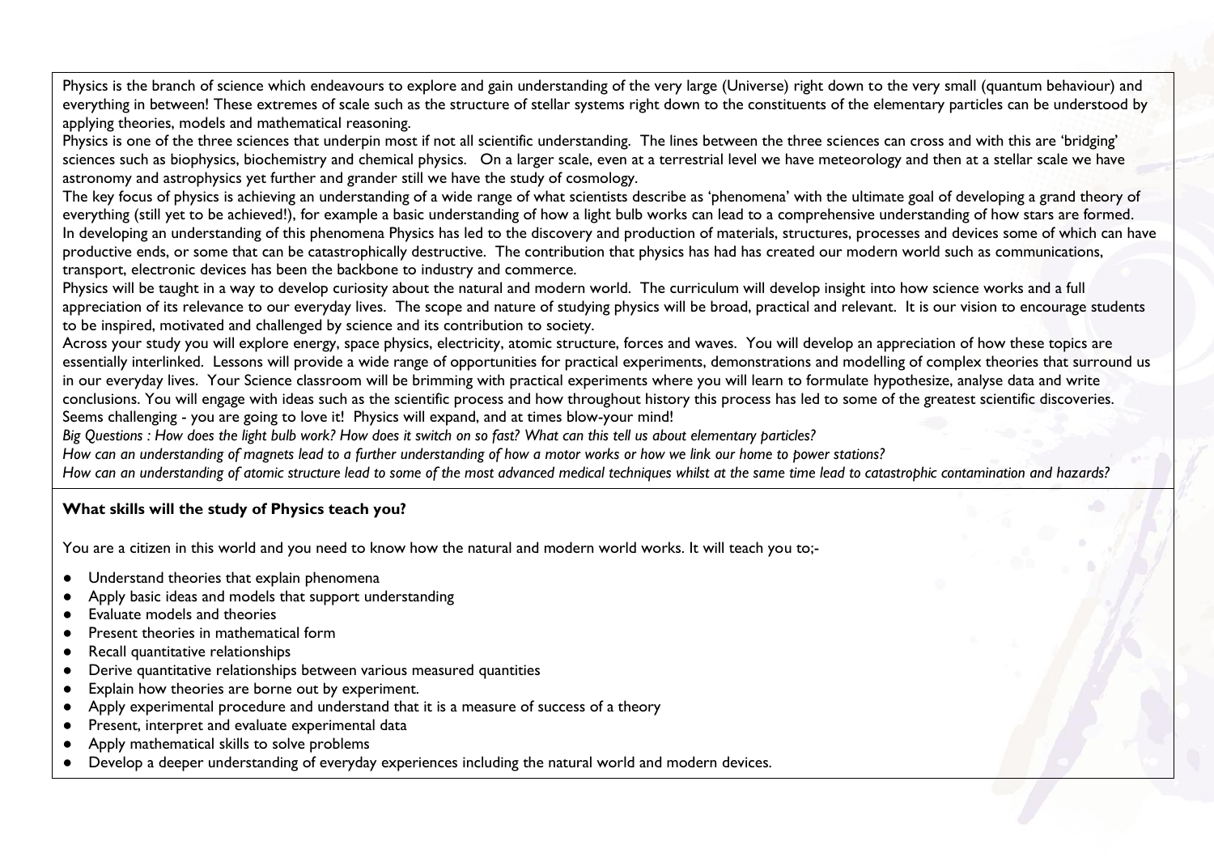Physics is the branch of science which endeavours to explore and gain understanding of the very large (Universe) right down to the very small (quantum behaviour) and everything in between! These extremes of scale such as the structure of stellar systems right down to the constituents of the elementary particles can be understood by applying theories, models and mathematical reasoning.

Physics is one of the three sciences that underpin most if not all scientific understanding. The lines between the three sciences can cross and with this are 'bridging' sciences such as biophysics, biochemistry and chemical physics. On a larger scale, even at a terrestrial level we have meteorology and then at a stellar scale we have astronomy and astrophysics yet further and grander still we have the study of cosmology.

The key focus of physics is achieving an understanding of a wide range of what scientists describe as 'phenomena' with the ultimate goal of developing a grand theory of everything (still yet to be achieved!), for example a basic understanding of how a light bulb works can lead to a comprehensive understanding of how stars are formed.

In developing an understanding of this phenomena Physics has led to the discovery and production of materials, structures, processes and devices some of which can have productive ends, or some that can be catastrophically destructive. The contribution that physics has had has created our modern world such as communications, transport, electronic devices has been the backbone to industry and commerce.

Physics will be taught in a way to develop curiosity about the natural and modern world. The curriculum will develop insight into how science works and a full appreciation of its relevance to our everyday lives. The scope and nature of studying physics will be broad, practical and relevant. It is our vision to encourage students to be inspired, motivated and challenged by science and its contribution to society.

Across your study you will explore energy, space physics, electricity, atomic structure, forces and waves. You will develop an appreciation of how these topics are essentially interlinked. Lessons will provide a wide range of opportunities for practical experiments, demonstrations and modelling of complex theories that surround us in our everyday lives. Your Science classroom will be brimming with practical experiments where you will learn to formulate hypothesize, analyse data and write conclusions. You will engage with ideas such as the scientific process and how throughout history this process has led to some of the greatest scientific discoveries. Seems challenging - you are going to love it! Physics will expand, and at times blow-your mind!

*Big Questions : How does the light bulb work? How does it switch on so fast? What can this tell us about elementary particles?*

*How can an understanding of magnets lead to a further understanding of how a motor works or how we link our home to power stations?*

*How can an understanding of atomic structure lead to some of the most advanced medical techniques whilst at the same time lead to catastrophic contamination and hazards?*

**What skills will the study of Physics teach you?**

You are a citizen in this world and you need to know how the natural and modern world works. It will teach you to;-

- Understand theories that explain phenomena
- Apply basic ideas and models that support understanding
- Evaluate models and theories
- Present theories in mathematical form
- Recall quantitative relationships
- Derive quantitative relationships between various measured quantities
- Explain how theories are borne out by experiment.
- Apply experimental procedure and understand that it is a measure of success of a theory
- Present, interpret and evaluate experimental data
- Apply mathematical skills to solve problems
- Develop a deeper understanding of everyday experiences including the natural world and modern devices.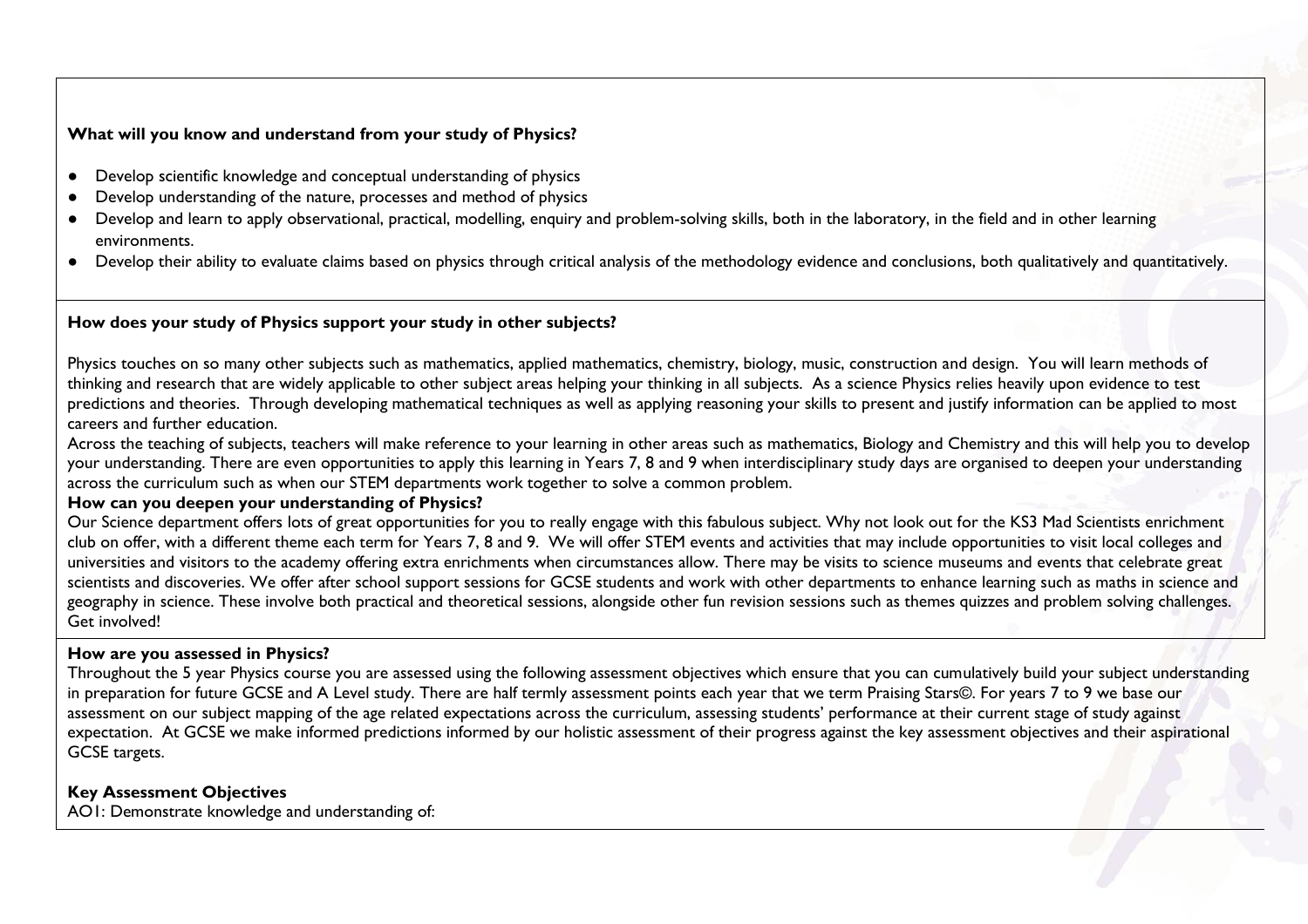**What will you know and understand from your study of Physics?**

- Develop scientific knowledge and conceptual understanding of physics
- Develop understanding of the nature, processes and method of physics
- Develop and learn to apply observational, practical, modelling, enquiry and problem-solving skills, both in the laboratory, in the field and in other learning environments.
- Develop their ability to evaluate claims based on physics through critical analysis of the methodology evidence and conclusions, both qualitatively and quantitatively.

**How does your study of Physics support your study in other subjects?**

Physics touches on so many other subjects such as mathematics, applied mathematics, chemistry, biology, music, construction and design. You will learn methods of thinking and research that are widely applicable to other subject areas helping your thinking in all subjects. As a science Physics relies heavily upon evidence to test predictions and theories. Through developing mathematical techniques as well as applying reasoning your skills to present and justify information can be applied to most careers and further education.

Across the teaching of subjects, teachers will make reference to your learning in other areas such as mathematics, Biology and Chemistry and this will help you to develop your understanding. There are even opportunities to apply this learning in Years 7, 8 and 9 when interdisciplinary study days are organised to deepen your understanding across the curriculum such as when our STEM departments work together to solve a common problem.

**How can you deepen your understanding of Physics?**

Our Science department offers lots of great opportunities for you to really engage with this fabulous subject. Why not look out for the KS3 Mad Scientists enrichment club on offer, with a different theme each term for Years 7, 8 and 9. We will offer STEM events and activities that may include opportunities to visit local colleges and universities and visitors to the academy offering extra enrichments when circumstances allow. There may be visits to science museums and events that celebrate great scientists and discoveries. We offer after school support sessions for GCSE students and work with other departments to enhance learning such as maths in science and geography in science. These involve both practical and theoretical sessions, alongside other fun revision sessions such as themes quizzes and problem solving challenges. Get involved!

**How are you assessed in Physics?**

Throughout the 5 year Physics course you are assessed using the following assessment objectives which ensure that you can cumulatively build your subject understanding in preparation for future GCSE and A Level study. There are half termly assessment points each year that we term Praising Stars©. For years 7 to 9 we base our assessment on our subject mapping of the age related expectations across the curriculum, assessing students' performance at their current stage of study against expectation. At GCSE we make informed predictions informed by our holistic assessment of their progress against the key assessment objectives and their aspirational GCSE targets.

**Key Assessment Objectives**

AO1: Demonstrate knowledge and understanding of: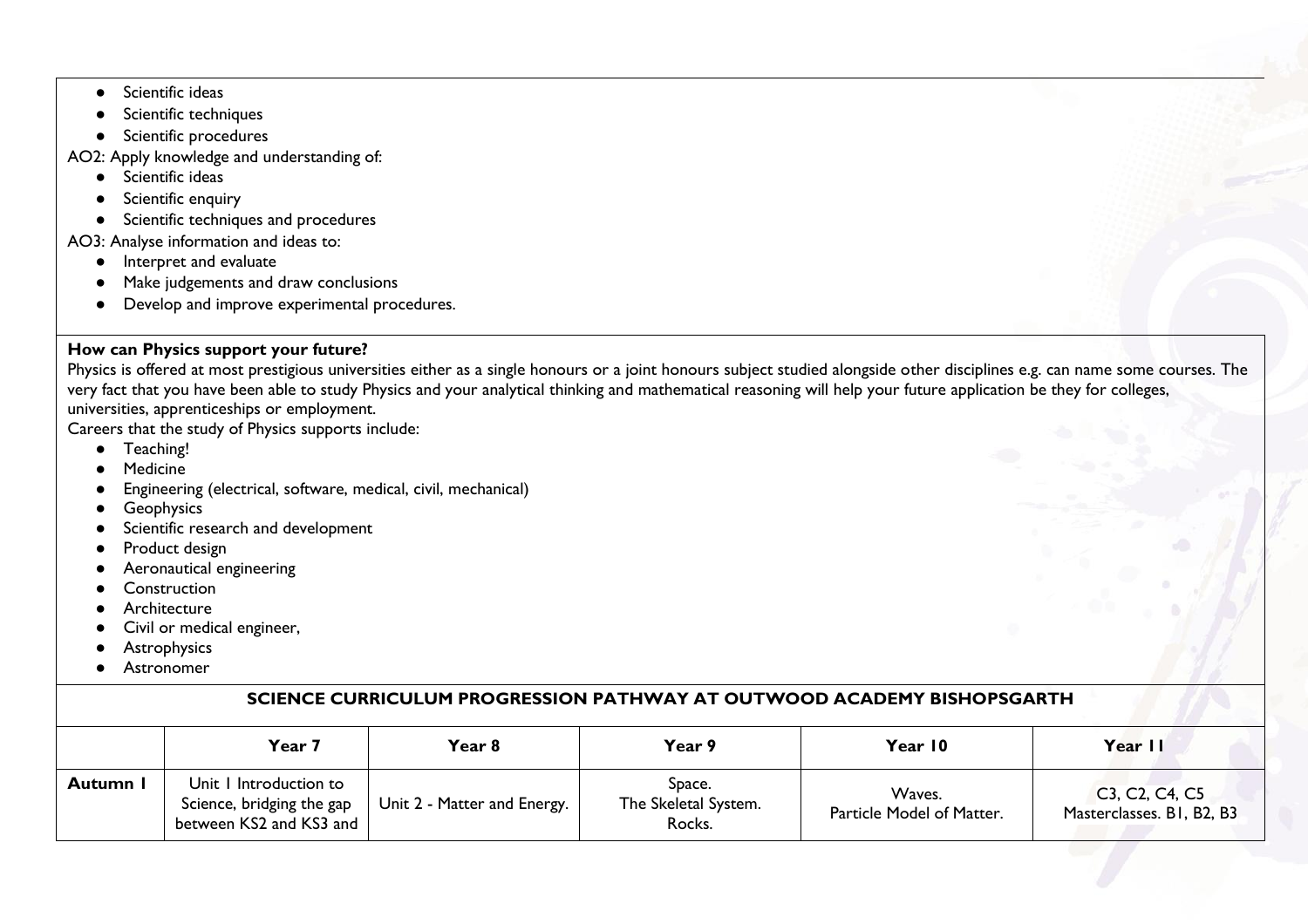- Scientific ideas
- Scientific techniques
- Scientific procedures

AO2: Apply knowledge and understanding of:

- Scientific ideas
- Scientific enquiry
- Scientific techniques and procedures

AO3: Analyse information and ideas to:

- Interpret and evaluate
- Make judgements and draw conclusions
- Develop and improve experimental procedures.

**How can Physics support your future?**

Physics is offered at most prestigious universities either as a single honours or a joint honours subject studied alongside other disciplines e.g. can name some courses. The very fact that you have been able to study Physics and your analytical thinking and mathematical reasoning will help your future application be they for colleges, universities, apprenticeships or employment.

Careers that the study of Physics supports include:

- Teaching!
- Medicine
- Engineering (electrical, software, medical, civil, mechanical)
- Geophysics
- Scientific research and development
- Product design
- Aeronautical engineering
- Construction
- Architecture
- Civil or medical engineer,
- Astrophysics
- Astronomer

**SCIENCE CURRICULUM PROGRESSION PATHWAY AT OUTWOOD ACADEMY BISHOPSGARTH**

| | Year 7 | Year 8 | Year 9 | Year 10 | Year 11 |
|---|---|---|---|---|---|
| **Autumn 1** | Unit 1 Introduction to Science, bridging the gap between KS2 and KS3 and | Unit 2 - Matter and Energy. | Space. The Skeletal System. Rocks. | Waves. Particle Model of Matter. | C3, C2, C4, C5 Masterclasses. B1, B2, B3 |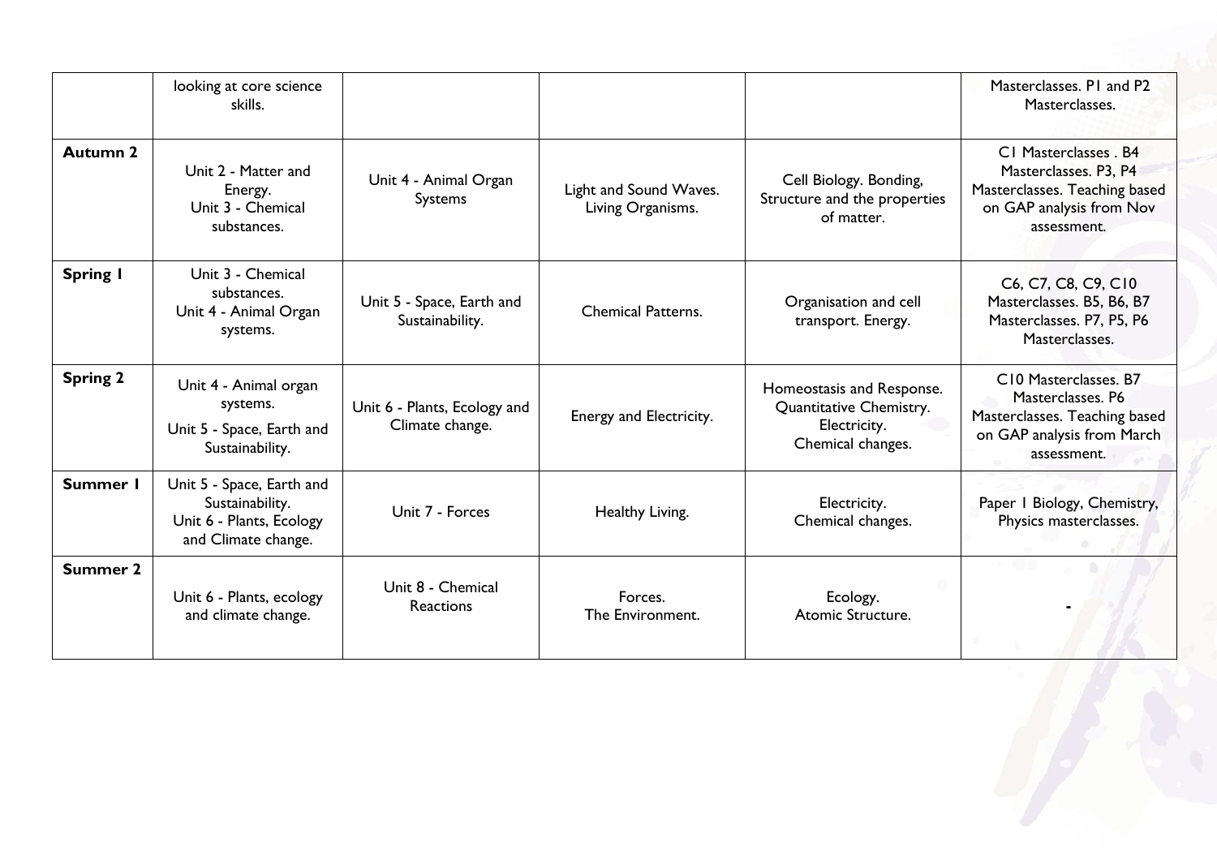| | | | | | |
|---|---|---|---|---|---|
| | looking at core science skills. | | | | Masterclasses. P1 and P2 Masterclasses. |
| **Autumn 2** | Unit 2 - Matter and Energy.<br>Unit 3 - Chemical substances. | Unit 4 - Animal Organ Systems | Light and Sound Waves.<br>Living Organisms. | Cell Biology. Bonding, Structure and the properties of matter. | C1 Masterclasses . B4 Masterclasses. P3, P4 Masterclasses. Teaching based on GAP analysis from Nov assessment. |
| **Spring 1** | Unit 3 - Chemical substances.<br>Unit 4 - Animal Organ systems. | Unit 5 - Space, Earth and Sustainability. | Chemical Patterns. | Organisation and cell transport. Energy. | C6, C7, C8, C9, C10 Masterclasses. B5, B6, B7 Masterclasses. P7, P5, P6 Masterclasses. |
| **Spring 2** | Unit 4 - Animal organ systems.<br>Unit 5 - Space, Earth and Sustainability. | Unit 6 - Plants, Ecology and Climate change. | Energy and Electricity. | Homeostasis and Response.<br>Quantitative Chemistry.<br>Electricity.<br>Chemical changes. | C10 Masterclasses. B7 Masterclasses. P6 Masterclasses. Teaching based on GAP analysis from March assessment. |
| **Summer 1** | Unit 5 - Space, Earth and Sustainability.<br>Unit 6 - Plants, Ecology and Climate change. | Unit 7 - Forces | Healthy Living. | Electricity.<br>Chemical changes. | Paper 1 Biology, Chemistry, Physics masterclasses. |
| **Summer 2** | Unit 6 - Plants, ecology and climate change. | Unit 8 - Chemical Reactions | Forces.<br>The Environment. | Ecology.<br>Atomic Structure. | - |